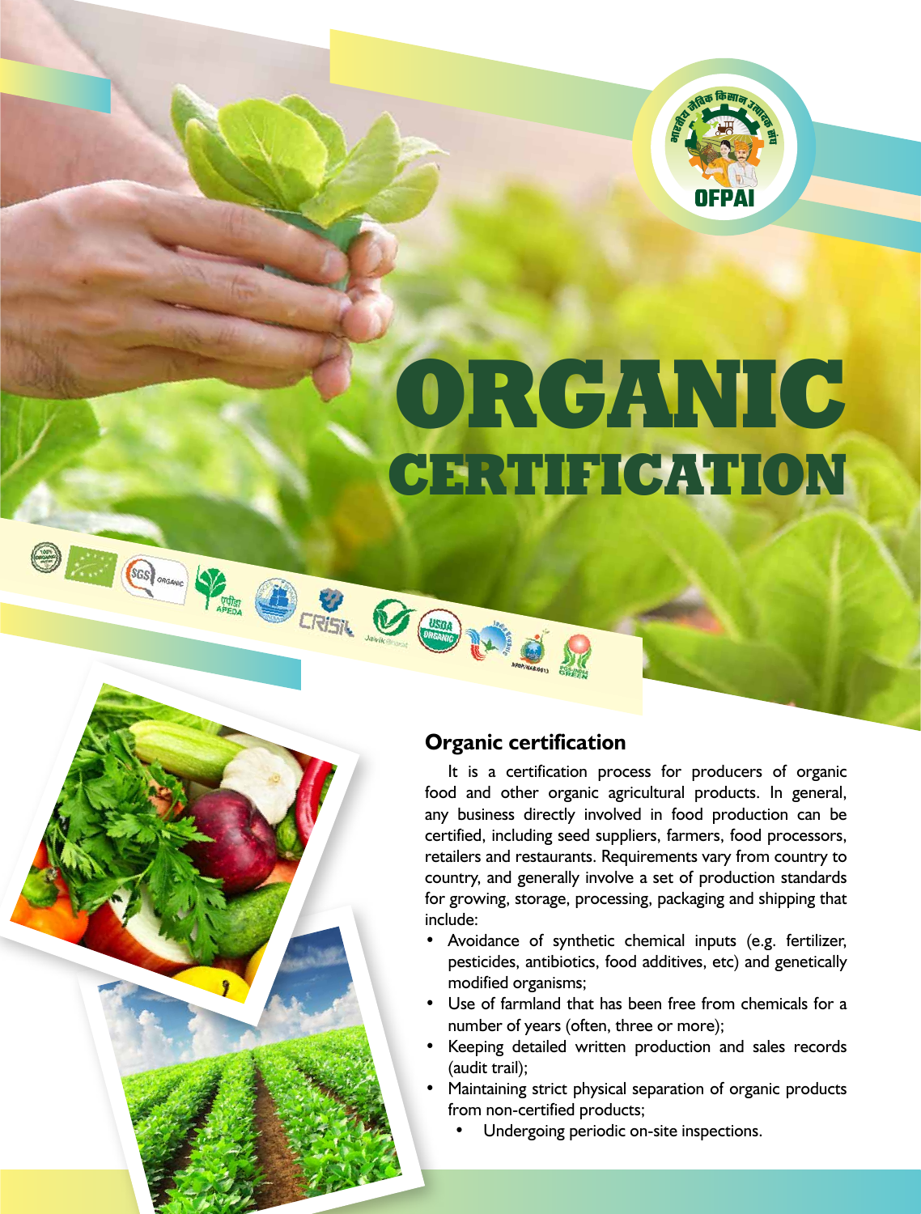# ORGANIC CERTIFICATION

## Organic certification

It is a certification process for producers of organic food and other organic agricultural products. In general, any business directly involved in food production can be certified, including seed suppliers, farmers, food processors, retailers and restaurants. Requirements vary from country to country, and generally involve a set of production standards for growing, storage, processing, packaging and shipping that include:

- Avoidance of synthetic chemical inputs (e.g. fertilizer, pesticides, antibiotics, food additives, etc) and genetically modified organisms;
- Use of farmland that has been free from chemicals for a number of years (often, three or more);
- Keeping detailed written production and sales records (audit trail);
- Maintaining strict physical separation of organic products from non-certified products;
- Undergoing periodic on-site inspections.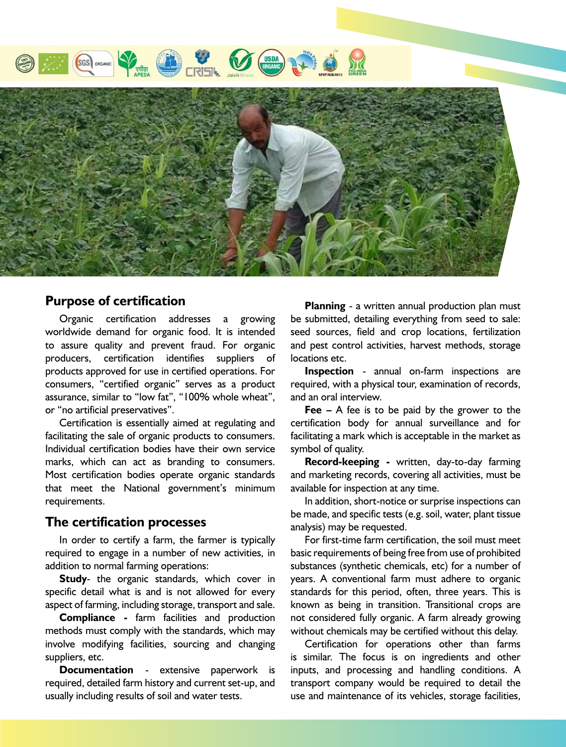## Purpose of certification

Organic certification addresses a growing worldwide demand for organic food. It is intended to assure quality and prevent fraud. For organic producers, certification identifies suppliers of products approved for use in certified operations. For consumers, "certified organic" serves as a product assurance, similar to "low fat", "100% whole wheat", or "no artificial preservatives".

Certification is essentially aimed at regulating and facilitating the sale of organic products to consumers. Individual certification bodies have their own service marks, which can act as branding to consumers. Most certification bodies operate organic standards that meet the National government's minimum requirements.

## The certification processes

In order to certify a farm, the farmer is typically required to engage in a number of new activities, in addition to normal farming operations:

**Study**- the organic standards, which cover in specific detail what is and is not allowed for every aspect of farming, including storage, transport and sale.

**Compliance -** farm facilities and production methods must comply with the standards, which may involve modifying facilities, sourcing and changing suppliers, etc.

**Documentation** - extensive paperwork is required, detailed farm history and current set-up, and usually including results of soil and water tests.

**Planning** - a written annual production plan must be submitted, detailing everything from seed to sale: seed sources, field and crop locations, fertilization and pest control activities, harvest methods, storage locations etc.

**Inspection** - annual on-farm inspections are required, with a physical tour, examination of records, and an oral interview.

**Fee –** A fee is to be paid by the grower to the certification body for annual surveillance and for facilitating a mark which is acceptable in the market as symbol of quality.

**Record-keeping -** written, day-to-day farming and marketing records, covering all activities, must be available for inspection at any time.

In addition, short-notice or surprise inspections can be made, and specific tests (e.g. soil, water, plant tissue analysis) may be requested.

For first-time farm certification, the soil must meet basic requirements of being free from use of prohibited substances (synthetic chemicals, etc) for a number of years. A conventional farm must adhere to organic standards for this period, often, three years. This is known as being in transition. Transitional crops are not considered fully organic. A farm already growing without chemicals may be certified without this delay.

Certification for operations other than farms is similar. The focus is on ingredients and other inputs, and processing and handling conditions. A transport company would be required to detail the use and maintenance of its vehicles, storage facilities,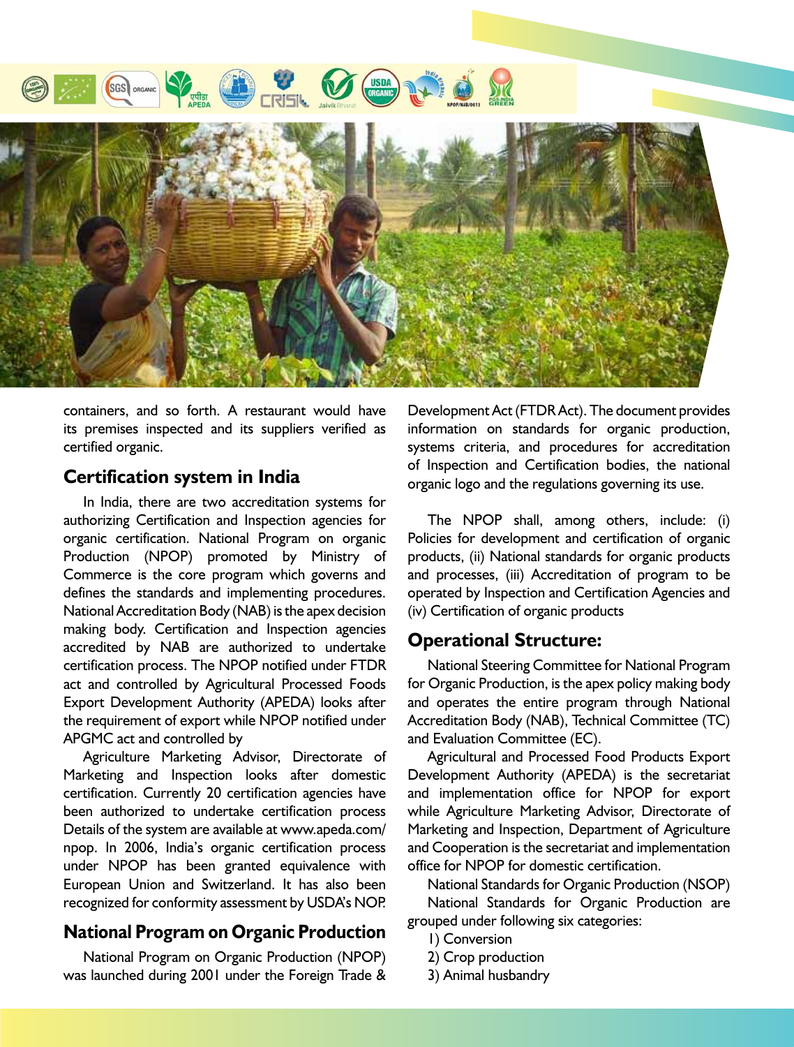containers, and so forth. A restaurant would have its premises inspected and its suppliers verified as certified organic.

## Certification system in India

In India, there are two accreditation systems for authorizing Certification and Inspection agencies for organic certification. National Program on organic Production (NPOP) promoted by Ministry of Commerce is the core program which governs and defines the standards and implementing procedures. National Accreditation Body (NAB) is the apex decision making body. Certification and Inspection agencies accredited by NAB are authorized to undertake certification process. The NPOP notified under FTDR act and controlled by Agricultural Processed Foods Export Development Authority (APEDA) looks after the requirement of export while NPOP notified under APGMC act and controlled by

Agriculture Marketing Advisor, Directorate of Marketing and Inspection looks after domestic certification. Currently 20 certification agencies have been authorized to undertake certification process Details of the system are available at www.apeda.com/npop. In 2006, India's organic certification process under NPOP has been granted equivalence with European Union and Switzerland. It has also been recognized for conformity assessment by USDA's NOP.

## National Program on Organic Production

National Program on Organic Production (NPOP) was launched during 2001 under the Foreign Trade & Development Act (FTDR Act). The document provides information on standards for organic production, systems criteria, and procedures for accreditation of Inspection and Certification bodies, the national organic logo and the regulations governing its use.

The NPOP shall, among others, include: (i) Policies for development and certification of organic products, (ii) National standards for organic products and processes, (iii) Accreditation of program to be operated by Inspection and Certification Agencies and (iv) Certification of organic products

## Operational Structure:

National Steering Committee for National Program for Organic Production, is the apex policy making body and operates the entire program through National Accreditation Body (NAB), Technical Committee (TC) and Evaluation Committee (EC).

Agricultural and Processed Food Products Export Development Authority (APEDA) is the secretariat and implementation office for NPOP for export while Agriculture Marketing Advisor, Directorate of Marketing and Inspection, Department of Agriculture and Cooperation is the secretariat and implementation office for NPOP for domestic certification.

National Standards for Organic Production (NSOP)

National Standards for Organic Production are grouped under following six categories:

1) Conversion
2) Crop production
3) Animal husbandry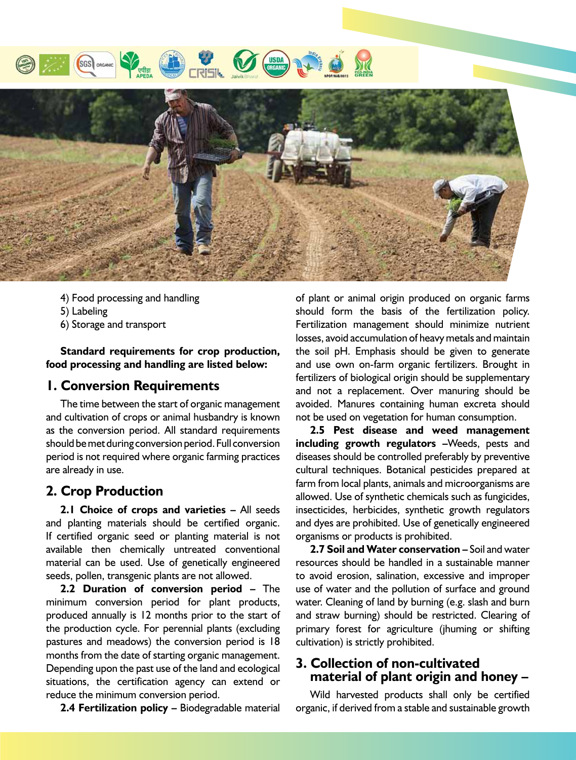4) Food processing and handling
5) Labeling
6) Storage and transport

**Standard requirements for crop production, food processing and handling are listed below:**

## 1. Conversion Requirements

The time between the start of organic management and cultivation of crops or animal husbandry is known as the conversion period. All standard requirements should be met during conversion period. Full conversion period is not required where organic farming practices are already in use.

## 2. Crop Production

**2.1 Choice of crops and varieties** – All seeds and planting materials should be certified organic. If certified organic seed or planting material is not available then chemically untreated conventional material can be used. Use of genetically engineered seeds, pollen, transgenic plants are not allowed.

**2.2 Duration of conversion period** – The minimum conversion period for plant products, produced annually is 12 months prior to the start of the production cycle. For perennial plants (excluding pastures and meadows) the conversion period is 18 months from the date of starting organic management. Depending upon the past use of the land and ecological situations, the certification agency can extend or reduce the minimum conversion period.

**2.4 Fertilization policy** – Biodegradable material of plant or animal origin produced on organic farms should form the basis of the fertilization policy. Fertilization management should minimize nutrient losses, avoid accumulation of heavy metals and maintain the soil pH. Emphasis should be given to generate and use own on-farm organic fertilizers. Brought in fertilizers of biological origin should be supplementary and not a replacement. Over manuring should be avoided. Manures containing human excreta should not be used on vegetation for human consumption.

**2.5 Pest disease and weed management including growth regulators** –Weeds, pests and diseases should be controlled preferably by preventive cultural techniques. Botanical pesticides prepared at farm from local plants, animals and microorganisms are allowed. Use of synthetic chemicals such as fungicides, insecticides, herbicides, synthetic growth regulators and dyes are prohibited. Use of genetically engineered organisms or products is prohibited.

**2.7 Soil and Water conservation** – Soil and water resources should be handled in a sustainable manner to avoid erosion, salination, excessive and improper use of water and the pollution of surface and ground water. Cleaning of land by burning (e.g. slash and burn and straw burning) should be restricted. Clearing of primary forest for agriculture (jhuming or shifting cultivation) is strictly prohibited.

## 3. Collection of non-cultivated material of plant origin and honey –

Wild harvested products shall only be certified organic, if derived from a stable and sustainable growth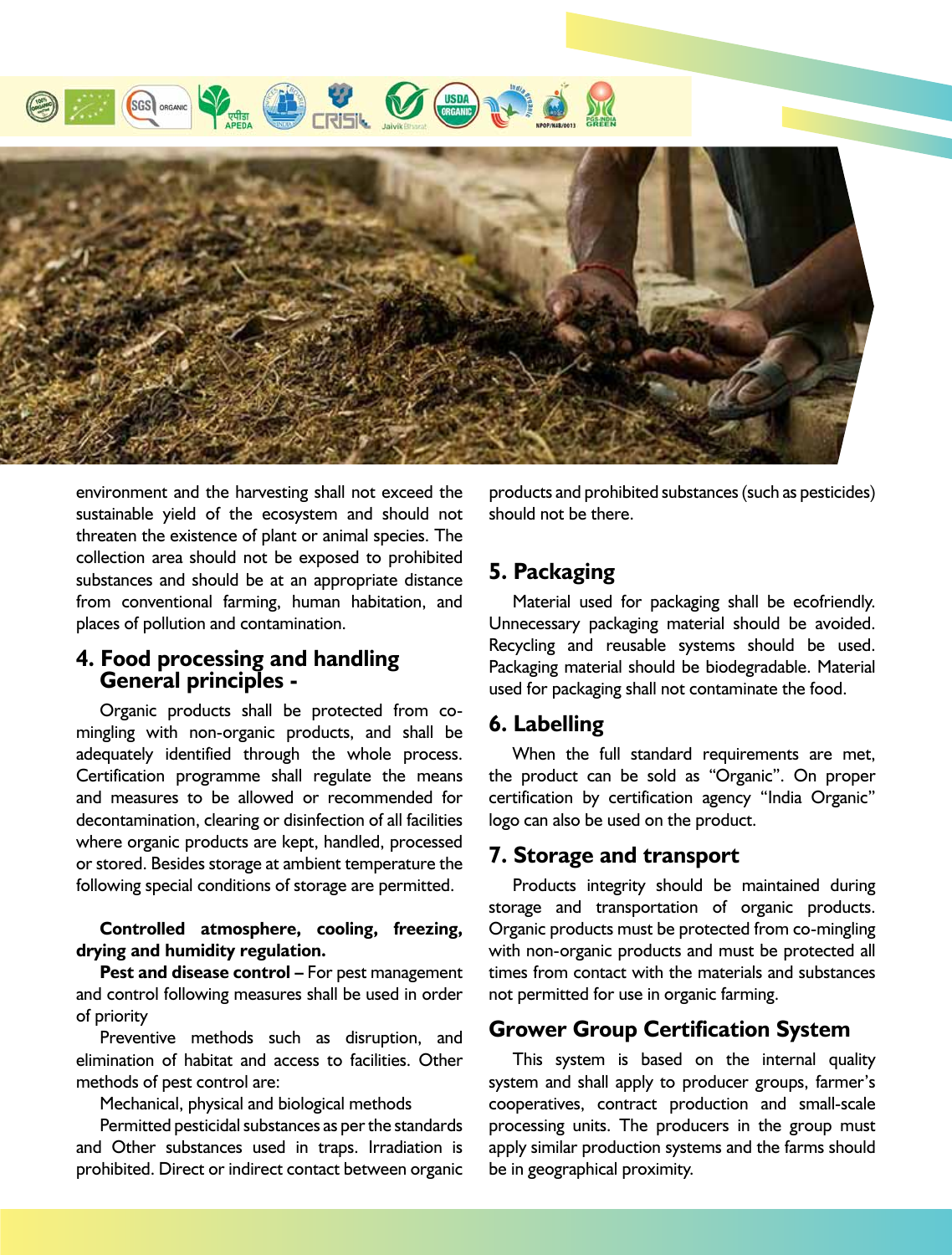environment and the harvesting shall not exceed the sustainable yield of the ecosystem and should not threaten the existence of plant or animal species. The collection area should not be exposed to prohibited substances and should be at an appropriate distance from conventional farming, human habitation, and places of pollution and contamination.

## 4. Food processing and handling General principles -

Organic products shall be protected from co-mingling with non-organic products, and shall be adequately identified through the whole process. Certification programme shall regulate the means and measures to be allowed or recommended for decontamination, clearing or disinfection of all facilities where organic products are kept, handled, processed or stored. Besides storage at ambient temperature the following special conditions of storage are permitted.

**Controlled atmosphere, cooling, freezing, drying and humidity regulation.**

**Pest and disease control –** For pest management and control following measures shall be used in order of priority

Preventive methods such as disruption, and elimination of habitat and access to facilities. Other methods of pest control are:

Mechanical, physical and biological methods

Permitted pesticidal substances as per the standards and Other substances used in traps. Irradiation is prohibited. Direct or indirect contact between organic products and prohibited substances (such as pesticides) should not be there.

## 5. Packaging

Material used for packaging shall be ecofriendly. Unnecessary packaging material should be avoided. Recycling and reusable systems should be used. Packaging material should be biodegradable. Material used for packaging shall not contaminate the food.

## 6. Labelling

When the full standard requirements are met, the product can be sold as "Organic". On proper certification by certification agency "India Organic" logo can also be used on the product.

## 7. Storage and transport

Products integrity should be maintained during storage and transportation of organic products. Organic products must be protected from co-mingling with non-organic products and must be protected all times from contact with the materials and substances not permitted for use in organic farming.

## Grower Group Certification System

This system is based on the internal quality system and shall apply to producer groups, farmer's cooperatives, contract production and small-scale processing units. The producers in the group must apply similar production systems and the farms should be in geographical proximity.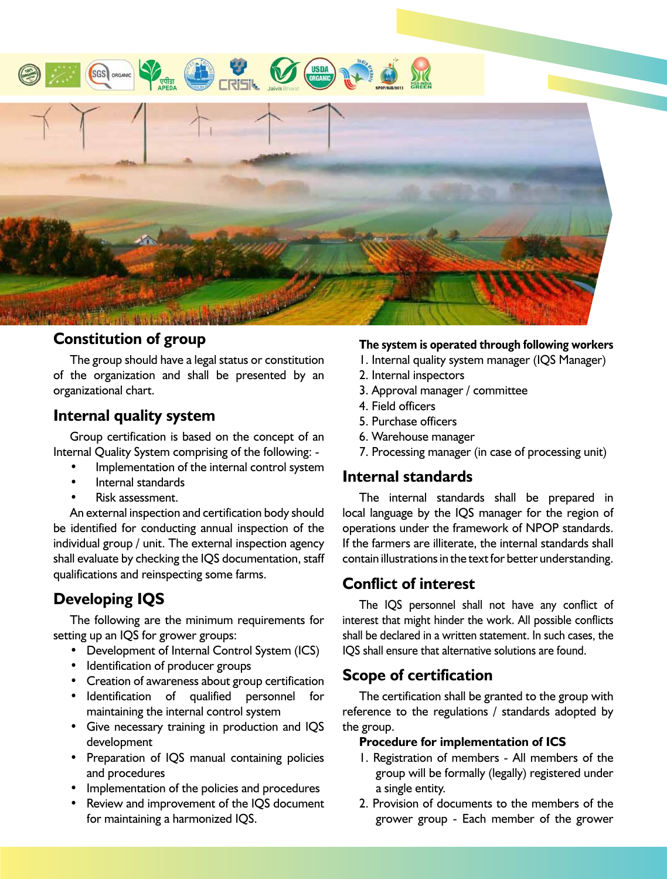## Constitution of group

The group should have a legal status or constitution of the organization and shall be presented by an organizational chart.

## Internal quality system

Group certification is based on the concept of an Internal Quality System comprising of the following: -

- Implementation of the internal control system
- Internal standards
- Risk assessment.

An external inspection and certification body should be identified for conducting annual inspection of the individual group / unit. The external inspection agency shall evaluate by checking the IQS documentation, staff qualifications and reinspecting some farms.

## Developing IQS

The following are the minimum requirements for setting up an IQS for grower groups:

- Development of Internal Control System (ICS)
- Identification of producer groups
- Creation of awareness about group certification
- Identification of qualified personnel for maintaining the internal control system
- Give necessary training in production and IQS development
- Preparation of IQS manual containing policies and procedures
- Implementation of the policies and procedures
- Review and improvement of the IQS document for maintaining a harmonized IQS.

**The system is operated through following workers**

1. Internal quality system manager (IQS Manager)
2. Internal inspectors
3. Approval manager / committee
4. Field officers
5. Purchase officers
6. Warehouse manager
7. Processing manager (in case of processing unit)

## Internal standards

The internal standards shall be prepared in local language by the IQS manager for the region of operations under the framework of NPOP standards. If the farmers are illiterate, the internal standards shall contain illustrations in the text for better understanding.

## Conflict of interest

The IQS personnel shall not have any conflict of interest that might hinder the work. All possible conflicts shall be declared in a written statement. In such cases, the IQS shall ensure that alternative solutions are found.

## Scope of certification

The certification shall be granted to the group with reference to the regulations / standards adopted by the group.

**Procedure for implementation of ICS**

1. Registration of members - All members of the group will be formally (legally) registered under a single entity.
2. Provision of documents to the members of the grower group - Each member of the grower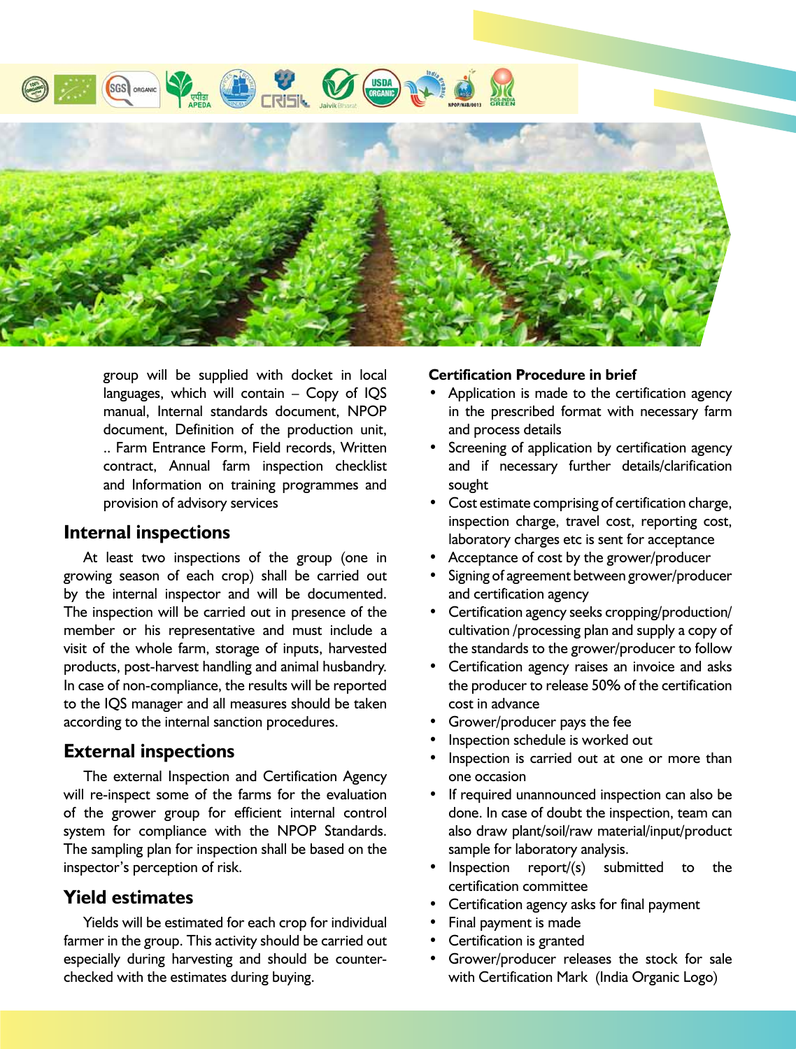group will be supplied with docket in local languages, which will contain – Copy of IQS manual, Internal standards document, NPOP document, Definition of the production unit, .. Farm Entrance Form, Field records, Written contract, Annual farm inspection checklist and Information on training programmes and provision of advisory services

## Internal inspections

At least two inspections of the group (one in growing season of each crop) shall be carried out by the internal inspector and will be documented. The inspection will be carried out in presence of the member or his representative and must include a visit of the whole farm, storage of inputs, harvested products, post-harvest handling and animal husbandry. In case of non-compliance, the results will be reported to the IQS manager and all measures should be taken according to the internal sanction procedures.

## External inspections

The external Inspection and Certification Agency will re-inspect some of the farms for the evaluation of the grower group for efficient internal control system for compliance with the NPOP Standards. The sampling plan for inspection shall be based on the inspector's perception of risk.

## Yield estimates

Yields will be estimated for each crop for individual farmer in the group. This activity should be carried out especially during harvesting and should be counter-checked with the estimates during buying.

**Certification Procedure in brief**

- Application is made to the certification agency in the prescribed format with necessary farm and process details
- Screening of application by certification agency and if necessary further details/clarification sought
- Cost estimate comprising of certification charge, inspection charge, travel cost, reporting cost, laboratory charges etc is sent for acceptance
- Acceptance of cost by the grower/producer
- Signing of agreement between grower/producer and certification agency
- Certification agency seeks cropping/production/cultivation /processing plan and supply a copy of the standards to the grower/producer to follow
- Certification agency raises an invoice and asks the producer to release 50% of the certification cost in advance
- Grower/producer pays the fee
- Inspection schedule is worked out
- Inspection is carried out at one or more than one occasion
- If required unannounced inspection can also be done. In case of doubt the inspection, team can also draw plant/soil/raw material/input/product sample for laboratory analysis.
- Inspection report/(s) submitted to the certification committee
- Certification agency asks for final payment
- Final payment is made
- Certification is granted
- Grower/producer releases the stock for sale with Certification Mark (India Organic Logo)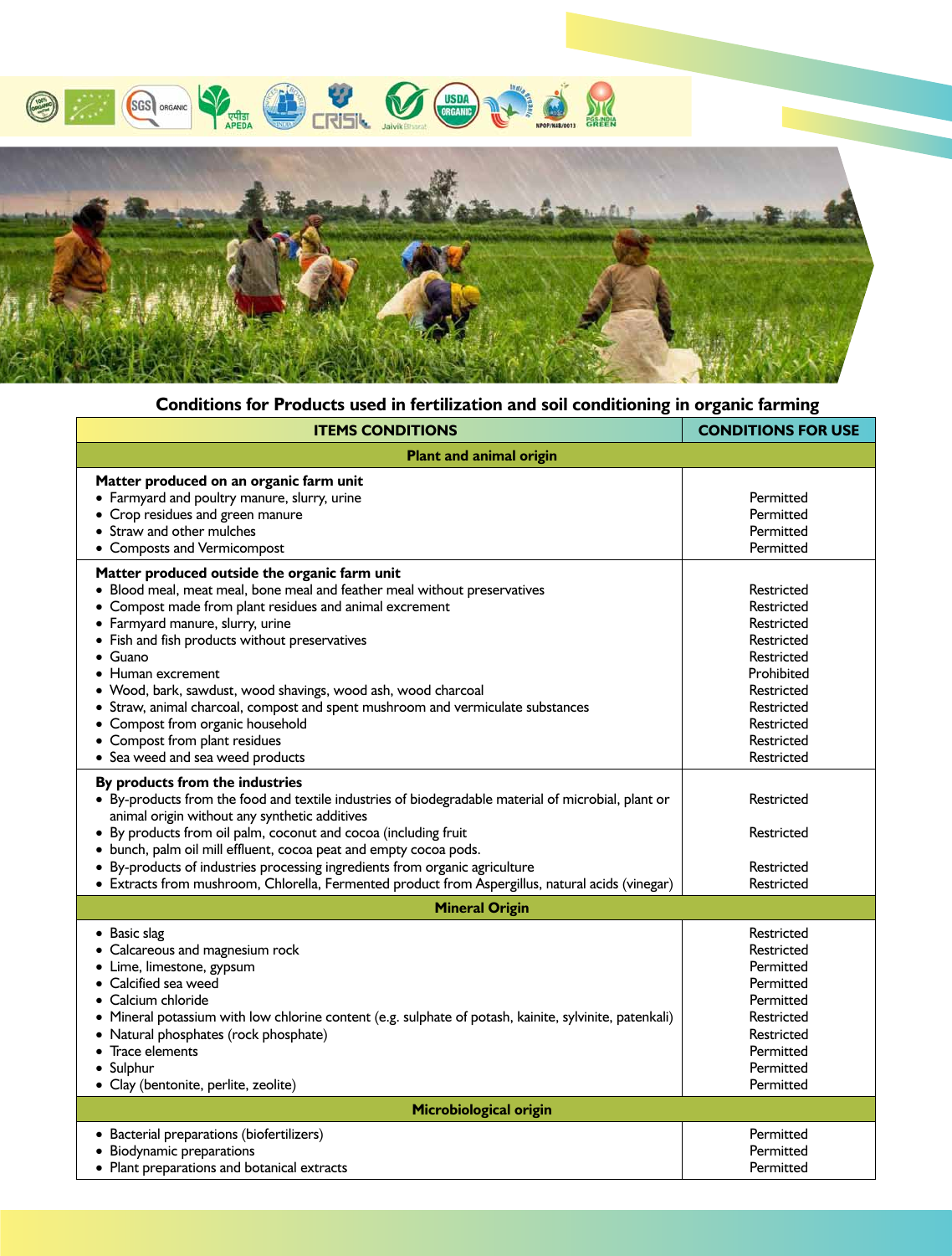## Conditions for Products used in fertilization and soil conditioning in organic farming

| ITEMS CONDITIONS | CONDITIONS FOR USE |
|---|---|
| **Plant and animal origin** | |
| **Matter produced on an organic farm unit** | |
| • Farmyard and poultry manure, slurry, urine | Permitted |
| • Crop residues and green manure | Permitted |
| • Straw and other mulches | Permitted |
| • Composts and Vermicompost | Permitted |
| **Matter produced outside the organic farm unit** | |
| • Blood meal, meat meal, bone meal and feather meal without preservatives | Restricted |
| • Compost made from plant residues and animal excrement | Restricted |
| • Farmyard manure, slurry, urine | Restricted |
| • Fish and fish products without preservatives | Restricted |
| • Guano | Restricted |
| • Human excrement | Prohibited |
| • Wood, bark, sawdust, wood shavings, wood ash, wood charcoal | Restricted |
| • Straw, animal charcoal, compost and spent mushroom and vermiculate substances | Restricted |
| • Compost from organic household | Restricted |
| • Compost from plant residues | Restricted |
| • Sea weed and sea weed products | Restricted |
| **By products from the industries** | |
| • By-products from the food and textile industries of biodegradable material of microbial, plant or animal origin without any synthetic additives | Restricted |
| • By products from oil palm, coconut and cocoa (including fruit | Restricted |
| • bunch, palm oil mill effluent, cocoa peat and empty cocoa pods. | |
| • By-products of industries processing ingredients from organic agriculture | Restricted |
| • Extracts from mushroom, Chlorella, Fermented product from Aspergillus, natural acids (vinegar) | Restricted |
| **Mineral Origin** | |
| • Basic slag | Restricted |
| • Calcareous and magnesium rock | Restricted |
| • Lime, limestone, gypsum | Permitted |
| • Calcified sea weed | Permitted |
| • Calcium chloride | Permitted |
| • Mineral potassium with low chlorine content (e.g. sulphate of potash, kainite, sylvinite, patenkali) | Restricted |
| • Natural phosphates (rock phosphate) | Restricted |
| • Trace elements | Permitted |
| • Sulphur | Permitted |
| • Clay (bentonite, perlite, zeolite) | Permitted |
| **Microbiological origin** | |
| • Bacterial preparations (biofertilizers) | Permitted |
| • Biodynamic preparations | Permitted |
| • Plant preparations and botanical extracts | Permitted |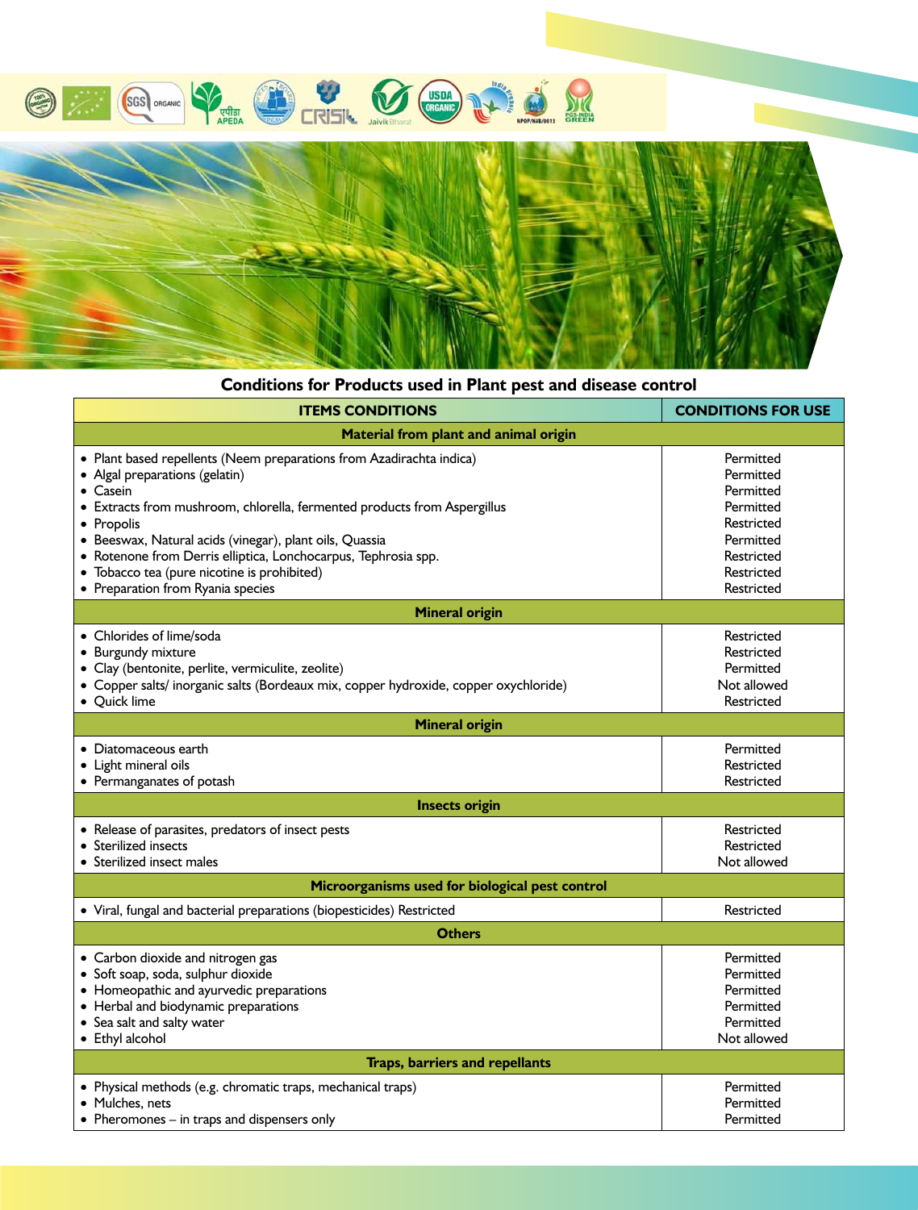## Conditions for Products used in Plant pest and disease control

| ITEMS CONDITIONS | CONDITIONS FOR USE |
|---|---|
| **Material from plant and animal origin** | |
| • Plant based repellents (Neem preparations from Azadirachta indica) | Permitted |
| • Algal preparations (gelatin) | Permitted |
| • Casein | Permitted |
| • Extracts from mushroom, chlorella, fermented products from Aspergillus | Permitted |
| • Propolis | Restricted |
| • Beeswax, Natural acids (vinegar), plant oils, Quassia | Permitted |
| • Rotenone from Derris elliptica, Lonchocarpus, Tephrosia spp. | Restricted |
| • Tobacco tea (pure nicotine is prohibited) | Restricted |
| • Preparation from Ryania species | Restricted |
| **Mineral origin** | |
| • Chlorides of lime/soda | Restricted |
| • Burgundy mixture | Restricted |
| • Clay (bentonite, perlite, vermiculite, zeolite) | Permitted |
| • Copper salts/ inorganic salts (Bordeaux mix, copper hydroxide, copper oxychloride) | Not allowed |
| • Quick lime | Restricted |
| **Mineral origin** | |
| • Diatomaceous earth | Permitted |
| • Light mineral oils | Restricted |
| • Permanganates of potash | Restricted |
| **Insects origin** | |
| • Release of parasites, predators of insect pests | Restricted |
| • Sterilized insects | Restricted |
| • Sterilized insect males | Not allowed |
| **Microorganisms used for biological pest control** | |
| • Viral, fungal and bacterial preparations (biopesticides) Restricted | Restricted |
| **Others** | |
| • Carbon dioxide and nitrogen gas | Permitted |
| • Soft soap, soda, sulphur dioxide | Permitted |
| • Homeopathic and ayurvedic preparations | Permitted |
| • Herbal and biodynamic preparations | Permitted |
| • Sea salt and salty water | Permitted |
| • Ethyl alcohol | Not allowed |
| **Traps, barriers and repellants** | |
| • Physical methods (e.g. chromatic traps, mechanical traps) | Permitted |
| • Mulches, nets | Permitted |
| • Pheromones – in traps and dispensers only | Permitted |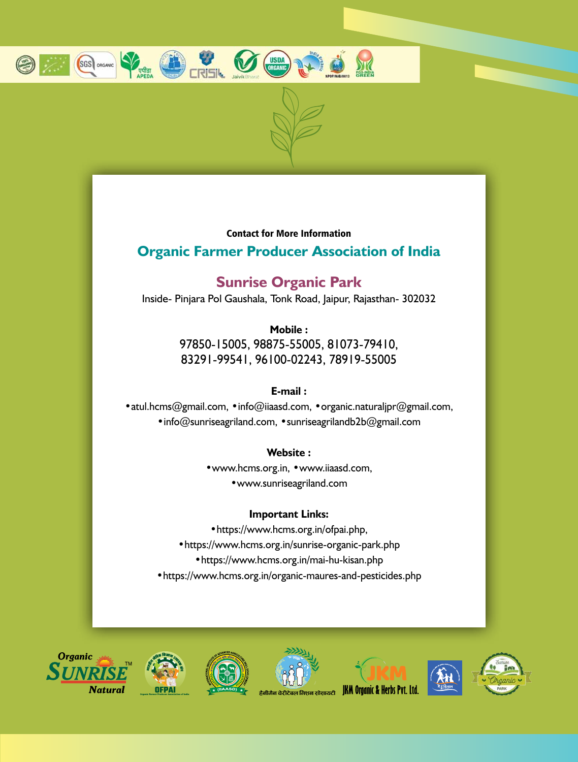**Contact for More Information**

## Organic Farmer Producer Association of India

### Sunrise Organic Park

Inside- Pinjara Pol Gaushala, Tonk Road, Jaipur, Rajasthan- 302032

**Mobile :**

97850-15005, 98875-55005, 81073-79410,
83291-99541, 96100-02243, 78919-55005

**E-mail :**

- atul.hcms@gmail.com, • info@iiaasd.com, • organic.naturaljpr@gmail.com,
- info@sunriseagriland.com, • sunriseagrilandb2b@gmail.com

**Website :**

- www.hcms.org.in, • www.iiaasd.com,
- www.sunriseagriland.com

**Important Links:**

- https://www.hcms.org.in/ofpai.php,
- https://www.hcms.org.in/sunrise-organic-park.php
- https://www.hcms.org.in/mai-hu-kisan.php
- https://www.hcms.org.in/organic-maures-and-pesticides.php